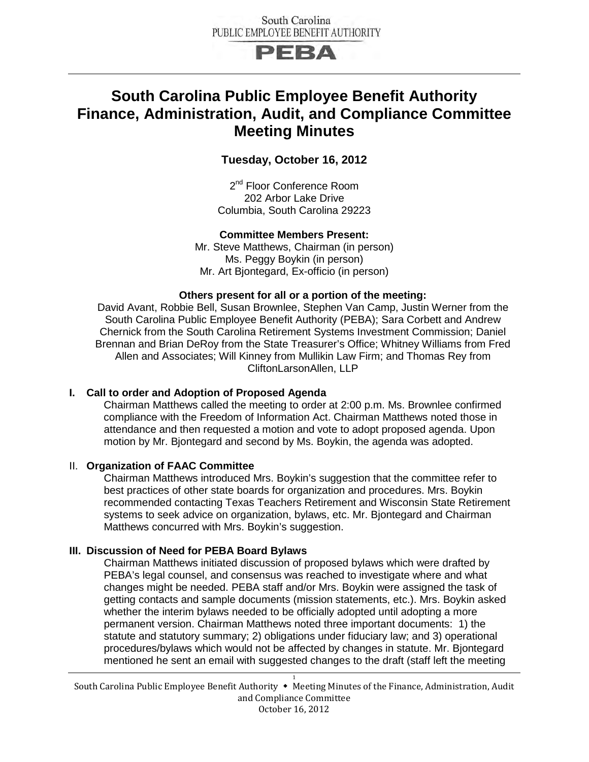# South Carolina Public Employee Benefit Authority Finance, Administration, Audit, and Compliance Committee Meeting Minutes

**Tuesday, October 16, 2012**

2nd Floor Conference Room
202 Arbor Lake Drive
Columbia, South Carolina 29223

**Committee Members Present:**
Mr. Steve Matthews, Chairman (in person)
Ms. Peggy Boykin (in person)
Mr. Art Bjontegard, Ex-officio (in person)

**Others present for all or a portion of the meeting:**
David Avant, Robbie Bell, Susan Brownlee, Stephen Van Camp, Justin Werner from the South Carolina Public Employee Benefit Authority (PEBA); Sara Corbett and Andrew Chernick from the South Carolina Retirement Systems Investment Commission; Daniel Brennan and Brian DeRoy from the State Treasurer's Office; Whitney Williams from Fred Allen and Associates; Will Kinney from Mullikin Law Firm; and Thomas Rey from CliftonLarsonAllen, LLP

## I. Call to order and Adoption of Proposed Agenda

Chairman Matthews called the meeting to order at 2:00 p.m. Ms. Brownlee confirmed compliance with the Freedom of Information Act. Chairman Matthews noted those in attendance and then requested a motion and vote to adopt proposed agenda. Upon motion by Mr. Bjontegard and second by Ms. Boykin, the agenda was adopted.

## II. Organization of FAAC Committee

Chairman Matthews introduced Mrs. Boykin's suggestion that the committee refer to best practices of other state boards for organization and procedures. Mrs. Boykin recommended contacting Texas Teachers Retirement and Wisconsin State Retirement systems to seek advice on organization, bylaws, etc. Mr. Bjontegard and Chairman Matthews concurred with Mrs. Boykin's suggestion.

## III. Discussion of Need for PEBA Board Bylaws

Chairman Matthews initiated discussion of proposed bylaws which were drafted by PEBA's legal counsel, and consensus was reached to investigate where and what changes might be needed. PEBA staff and/or Mrs. Boykin were assigned the task of getting contacts and sample documents (mission statements, etc.). Mrs. Boykin asked whether the interim bylaws needed to be officially adopted until adopting a more permanent version. Chairman Matthews noted three important documents: 1) the statute and statutory summary; 2) obligations under fiduciary law; and 3) operational procedures/bylaws which would not be affected by changes in statute. Mr. Bjontegard mentioned he sent an email with suggested changes to the draft (staff left the meeting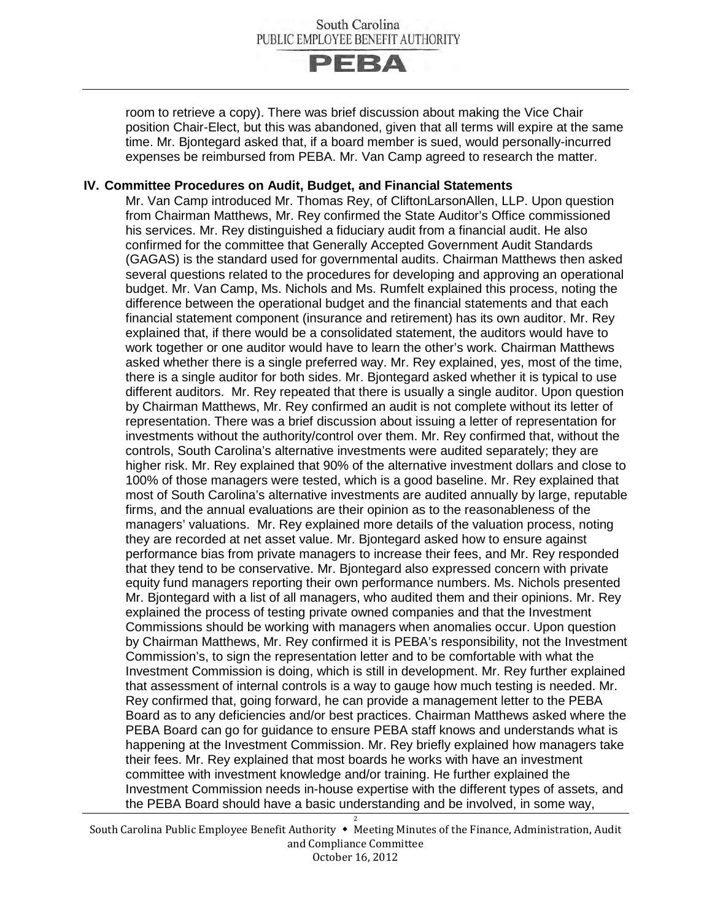room to retrieve a copy). There was brief discussion about making the Vice Chair position Chair-Elect, but this was abandoned, given that all terms will expire at the same time. Mr. Bjontegard asked that, if a board member is sued, would personally-incurred expenses be reimbursed from PEBA. Mr. Van Camp agreed to research the matter.

## IV. Committee Procedures on Audit, Budget, and Financial Statements

Mr. Van Camp introduced Mr. Thomas Rey, of CliftonLarsonAllen, LLP. Upon question from Chairman Matthews, Mr. Rey confirmed the State Auditor's Office commissioned his services. Mr. Rey distinguished a fiduciary audit from a financial audit. He also confirmed for the committee that Generally Accepted Government Audit Standards (GAGAS) is the standard used for governmental audits. Chairman Matthews then asked several questions related to the procedures for developing and approving an operational budget. Mr. Van Camp, Ms. Nichols and Ms. Rumfelt explained this process, noting the difference between the operational budget and the financial statements and that each financial statement component (insurance and retirement) has its own auditor. Mr. Rey explained that, if there would be a consolidated statement, the auditors would have to work together or one auditor would have to learn the other's work. Chairman Matthews asked whether there is a single preferred way. Mr. Rey explained, yes, most of the time, there is a single auditor for both sides. Mr. Bjontegard asked whether it is typical to use different auditors. Mr. Rey repeated that there is usually a single auditor. Upon question by Chairman Matthews, Mr. Rey confirmed an audit is not complete without its letter of representation. There was a brief discussion about issuing a letter of representation for investments without the authority/control over them. Mr. Rey confirmed that, without the controls, South Carolina's alternative investments were audited separately; they are higher risk. Mr. Rey explained that 90% of the alternative investment dollars and close to 100% of those managers were tested, which is a good baseline. Mr. Rey explained that most of South Carolina's alternative investments are audited annually by large, reputable firms, and the annual evaluations are their opinion as to the reasonableness of the managers' valuations. Mr. Rey explained more details of the valuation process, noting they are recorded at net asset value. Mr. Bjontegard asked how to ensure against performance bias from private managers to increase their fees, and Mr. Rey responded that they tend to be conservative. Mr. Bjontegard also expressed concern with private equity fund managers reporting their own performance numbers. Ms. Nichols presented Mr. Bjontegard with a list of all managers, who audited them and their opinions. Mr. Rey explained the process of testing private owned companies and that the Investment Commissions should be working with managers when anomalies occur. Upon question by Chairman Matthews, Mr. Rey confirmed it is PEBA's responsibility, not the Investment Commission's, to sign the representation letter and to be comfortable with what the Investment Commission is doing, which is still in development. Mr. Rey further explained that assessment of internal controls is a way to gauge how much testing is needed. Mr. Rey confirmed that, going forward, he can provide a management letter to the PEBA Board as to any deficiencies and/or best practices. Chairman Matthews asked where the PEBA Board can go for guidance to ensure PEBA staff knows and understands what is happening at the Investment Commission. Mr. Rey briefly explained how managers take their fees. Mr. Rey explained that most boards he works with have an investment committee with investment knowledge and/or training. He further explained the Investment Commission needs in-house expertise with the different types of assets, and the PEBA Board should have a basic understanding and be involved, in some way,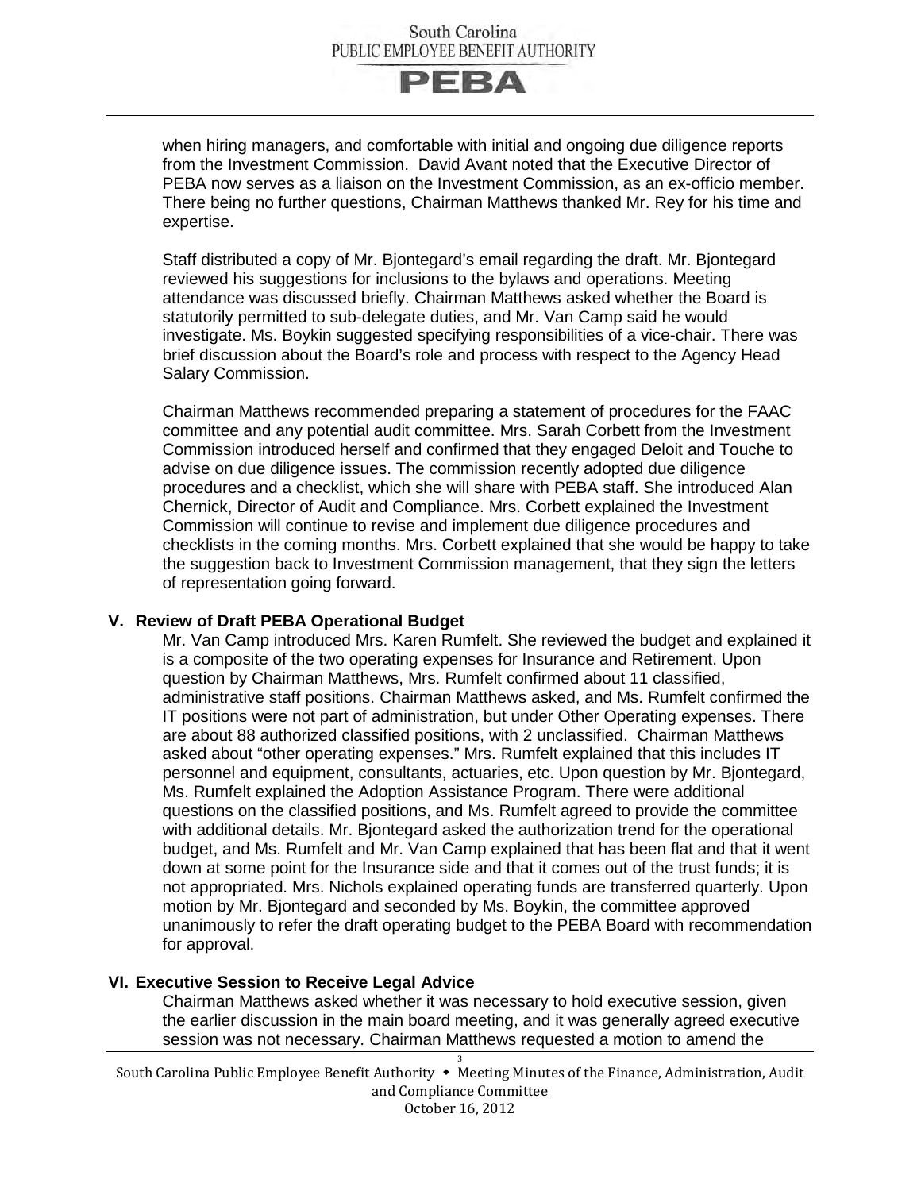when hiring managers, and comfortable with initial and ongoing due diligence reports from the Investment Commission. David Avant noted that the Executive Director of PEBA now serves as a liaison on the Investment Commission, as an ex-officio member. There being no further questions, Chairman Matthews thanked Mr. Rey for his time and expertise.

Staff distributed a copy of Mr. Bjontegard's email regarding the draft. Mr. Bjontegard reviewed his suggestions for inclusions to the bylaws and operations. Meeting attendance was discussed briefly. Chairman Matthews asked whether the Board is statutorily permitted to sub-delegate duties, and Mr. Van Camp said he would investigate. Ms. Boykin suggested specifying responsibilities of a vice-chair. There was brief discussion about the Board's role and process with respect to the Agency Head Salary Commission.

Chairman Matthews recommended preparing a statement of procedures for the FAAC committee and any potential audit committee. Mrs. Sarah Corbett from the Investment Commission introduced herself and confirmed that they engaged Deloit and Touche to advise on due diligence issues. The commission recently adopted due diligence procedures and a checklist, which she will share with PEBA staff. She introduced Alan Chernick, Director of Audit and Compliance. Mrs. Corbett explained the Investment Commission will continue to revise and implement due diligence procedures and checklists in the coming months. Mrs. Corbett explained that she would be happy to take the suggestion back to Investment Commission management, that they sign the letters of representation going forward.

## V. Review of Draft PEBA Operational Budget

Mr. Van Camp introduced Mrs. Karen Rumfelt. She reviewed the budget and explained it is a composite of the two operating expenses for Insurance and Retirement. Upon question by Chairman Matthews, Mrs. Rumfelt confirmed about 11 classified, administrative staff positions. Chairman Matthews asked, and Ms. Rumfelt confirmed the IT positions were not part of administration, but under Other Operating expenses. There are about 88 authorized classified positions, with 2 unclassified. Chairman Matthews asked about "other operating expenses." Mrs. Rumfelt explained that this includes IT personnel and equipment, consultants, actuaries, etc. Upon question by Mr. Bjontegard, Ms. Rumfelt explained the Adoption Assistance Program. There were additional questions on the classified positions, and Ms. Rumfelt agreed to provide the committee with additional details. Mr. Bjontegard asked the authorization trend for the operational budget, and Ms. Rumfelt and Mr. Van Camp explained that has been flat and that it went down at some point for the Insurance side and that it comes out of the trust funds; it is not appropriated. Mrs. Nichols explained operating funds are transferred quarterly. Upon motion by Mr. Bjontegard and seconded by Ms. Boykin, the committee approved unanimously to refer the draft operating budget to the PEBA Board with recommendation for approval.

## VI. Executive Session to Receive Legal Advice

Chairman Matthews asked whether it was necessary to hold executive session, given the earlier discussion in the main board meeting, and it was generally agreed executive session was not necessary. Chairman Matthews requested a motion to amend the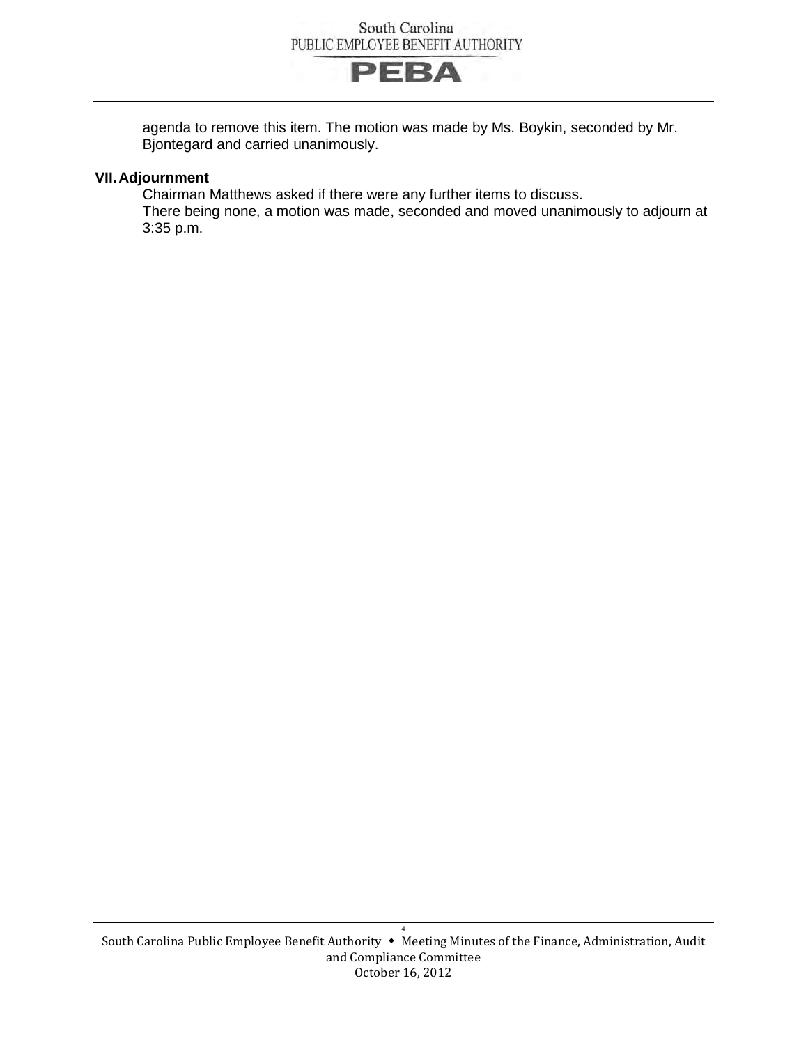agenda to remove this item. The motion was made by Ms. Boykin, seconded by Mr. Bjontegard and carried unanimously.

**VII. Adjournment**

Chairman Matthews asked if there were any further items to discuss.
There being none, a motion was made, seconded and moved unanimously to adjourn at 3:35 p.m.